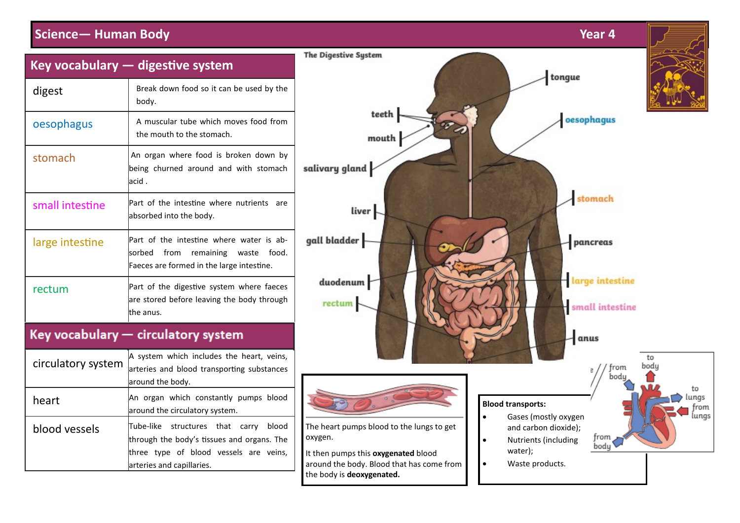# Science— Human Body

**Year 4**

## Key vocabulary — digestive system

| | |
|---|---|
| digest | Break down food so it can be used by the body. |
| oesophagus | A muscular tube which moves food from the mouth to the stomach. |
| stomach | An organ where food is broken down by being churned around and with stomach acid . |
| small intestine | Part of the intestine where nutrients are absorbed into the body. |
| large intestine | Part of the intestine where water is absorbed from remaining waste food. Faeces are formed in the large intestine. |
| rectum | Part of the digestive system where faeces are stored before leaving the body through the anus. |

## Key vocabulary — circulatory system

| | |
|---|---|
| circulatory system | A system which includes the heart, veins, arteries and blood transporting substances around the body. |
| heart | An organ which constantly pumps blood around the circulatory system. |
| blood vessels | Tube-like structures that carry blood through the body's tissues and organs. The three type of blood vessels are veins, arteries and capillaries. |

The Digestive System

tongue, teeth, mouth, oesophagus, salivary gland, stomach, liver, gall bladder, pancreas, duodenum, large intestine, rectum, small intestine, anus

The heart pumps blood to the lungs to get oxygen.

It then pumps this **oxygenated** blood around the body. Blood that has come from the body is **deoxygenated.**

**Blood transports:**

- Gases (mostly oxygen and carbon dioxide);
- Nutrients (including water);
- Waste products.

from body, to body, to lungs, from lungs, from body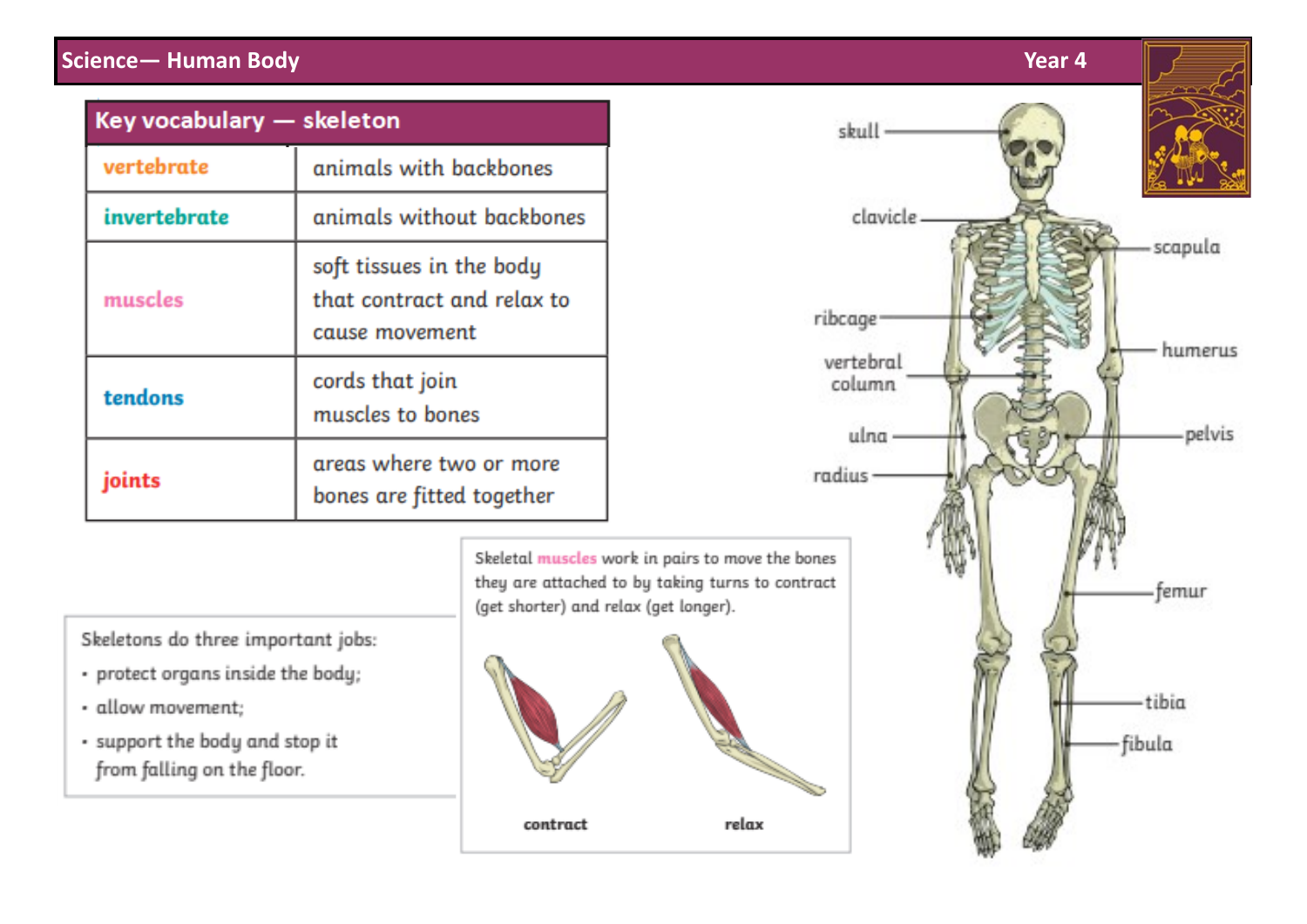# Science— Human Body

Year 4

## Key vocabulary — skeleton

| | |
|---|---|
| vertebrate | animals with backbones |
| invertebrate | animals without backbones |
| muscles | soft tissues in the body that contract and relax to cause movement |
| tendons | cords that join muscles to bones |
| joints | areas where two or more bones are fitted together |

Skeletons do three important jobs:

- protect organs inside the body;
- allow movement;
- support the body and stop it from falling on the floor.

Skeletal muscles work in pairs to move the bones they are attached to by taking turns to contract (get shorter) and relax (get longer).

contract

relax

skull

clavicle

scapula

ribcage

humerus

vertebral column

ulna

pelvis

radius

femur

tibia

fibula